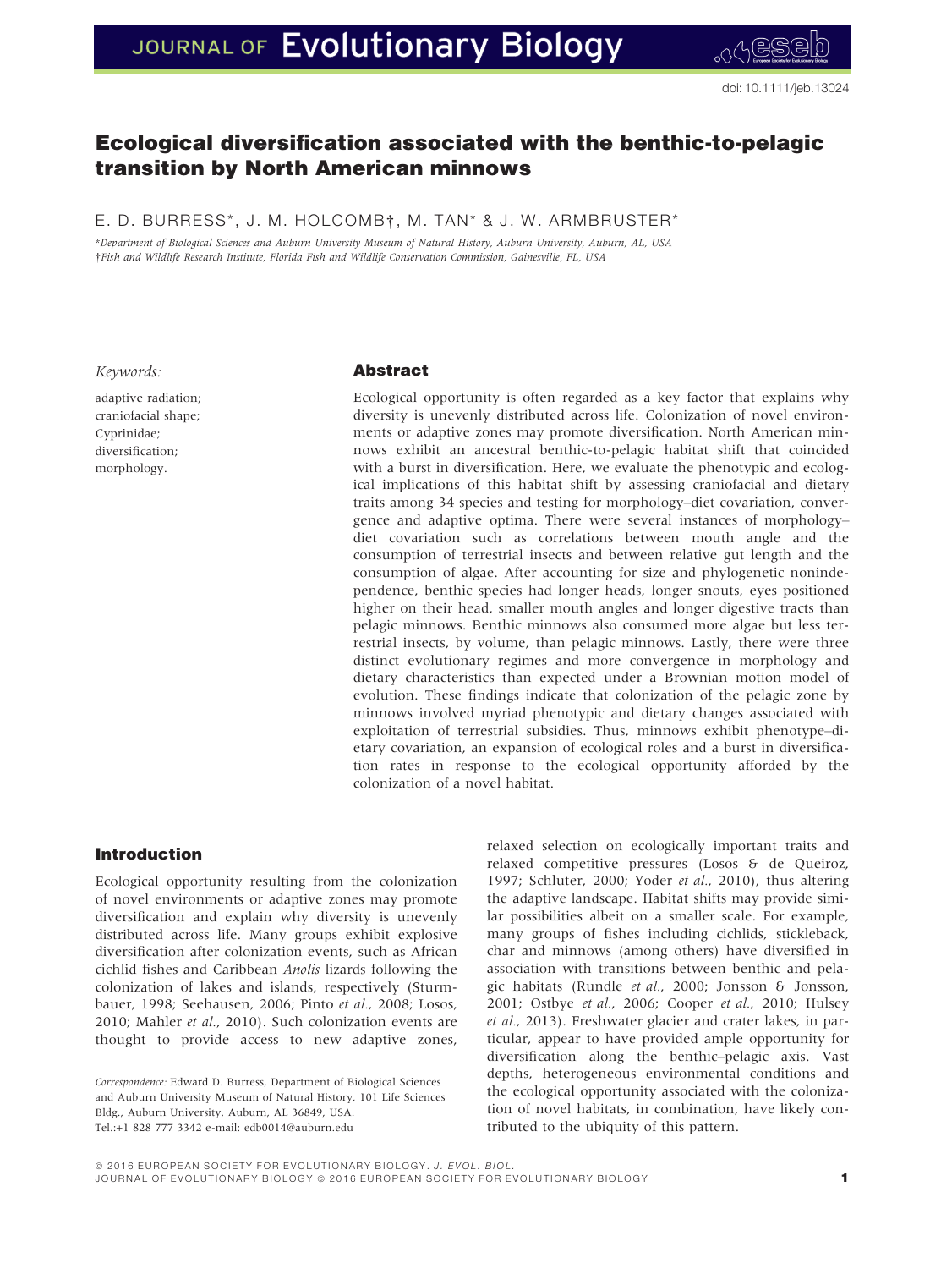doi: 10.1111/jeb.13024

# Ecological diversification associated with the benthic-to-pelagic transition by North American minnows

E. D. BURRESS*, J. M. HOLCOMB†, M. TAN* & J. W. ARMBRUSTER*

*Department of Biological Sciences and Auburn University Museum of Natural History, Auburn University, Auburn, AL, USA
†Fish and Wildlife Research Institute, Florida Fish and Wildlife Conservation Commission, Gainesville, FL, USA

*Keywords:*

adaptive radiation;
craniofacial shape;
Cyprinidae;
diversification;
morphology.

## Abstract

Ecological opportunity is often regarded as a key factor that explains why diversity is unevenly distributed across life. Colonization of novel environments or adaptive zones may promote diversification. North American minnows exhibit an ancestral benthic-to-pelagic habitat shift that coincided with a burst in diversification. Here, we evaluate the phenotypic and ecological implications of this habitat shift by assessing craniofacial and dietary traits among 34 species and testing for morphology–diet covariation, convergence and adaptive optima. There were several instances of morphology–diet covariation such as correlations between mouth angle and the consumption of terrestrial insects and between relative gut length and the consumption of algae. After accounting for size and phylogenetic nonindependence, benthic species had longer heads, longer snouts, eyes positioned higher on their head, smaller mouth angles and longer digestive tracts than pelagic minnows. Benthic minnows also consumed more algae but less terrestrial insects, by volume, than pelagic minnows. Lastly, there were three distinct evolutionary regimes and more convergence in morphology and dietary characteristics than expected under a Brownian motion model of evolution. These findings indicate that colonization of the pelagic zone by minnows involved myriad phenotypic and dietary changes associated with exploitation of terrestrial subsidies. Thus, minnows exhibit phenotype–dietary covariation, an expansion of ecological roles and a burst in diversification rates in response to the ecological opportunity afforded by the colonization of a novel habitat.

## Introduction

Ecological opportunity resulting from the colonization of novel environments or adaptive zones may promote diversification and explain why diversity is unevenly distributed across life. Many groups exhibit explosive diversification after colonization events, such as African cichlid fishes and Caribbean *Anolis* lizards following the colonization of lakes and islands, respectively (Sturmbauer, 1998; Seehausen, 2006; Pinto *et al.*, 2008; Losos, 2010; Mahler *et al.*, 2010). Such colonization events are thought to provide access to new adaptive zones, relaxed selection on ecologically important traits and relaxed competitive pressures (Losos & de Queiroz, 1997; Schluter, 2000; Yoder *et al.*, 2010), thus altering the adaptive landscape. Habitat shifts may provide similar possibilities albeit on a smaller scale. For example, many groups of fishes including cichlids, stickleback, char and minnows (among others) have diversified in association with transitions between benthic and pelagic habitats (Rundle *et al.*, 2000; Jonsson & Jonsson, 2001; Ostbye *et al.*, 2006; Cooper *et al.*, 2010; Hulsey *et al.*, 2013). Freshwater glacier and crater lakes, in particular, appear to have provided ample opportunity for diversification along the benthic–pelagic axis. Vast depths, heterogeneous environmental conditions and the ecological opportunity associated with the colonization of novel habitats, in combination, have likely contributed to the ubiquity of this pattern.

*Correspondence:* Edward D. Burress, Department of Biological Sciences and Auburn University Museum of Natural History, 101 Life Sciences Bldg., Auburn University, Auburn, AL 36849, USA.
Tel.:+1 828 777 3342 e-mail: edb0014@auburn.edu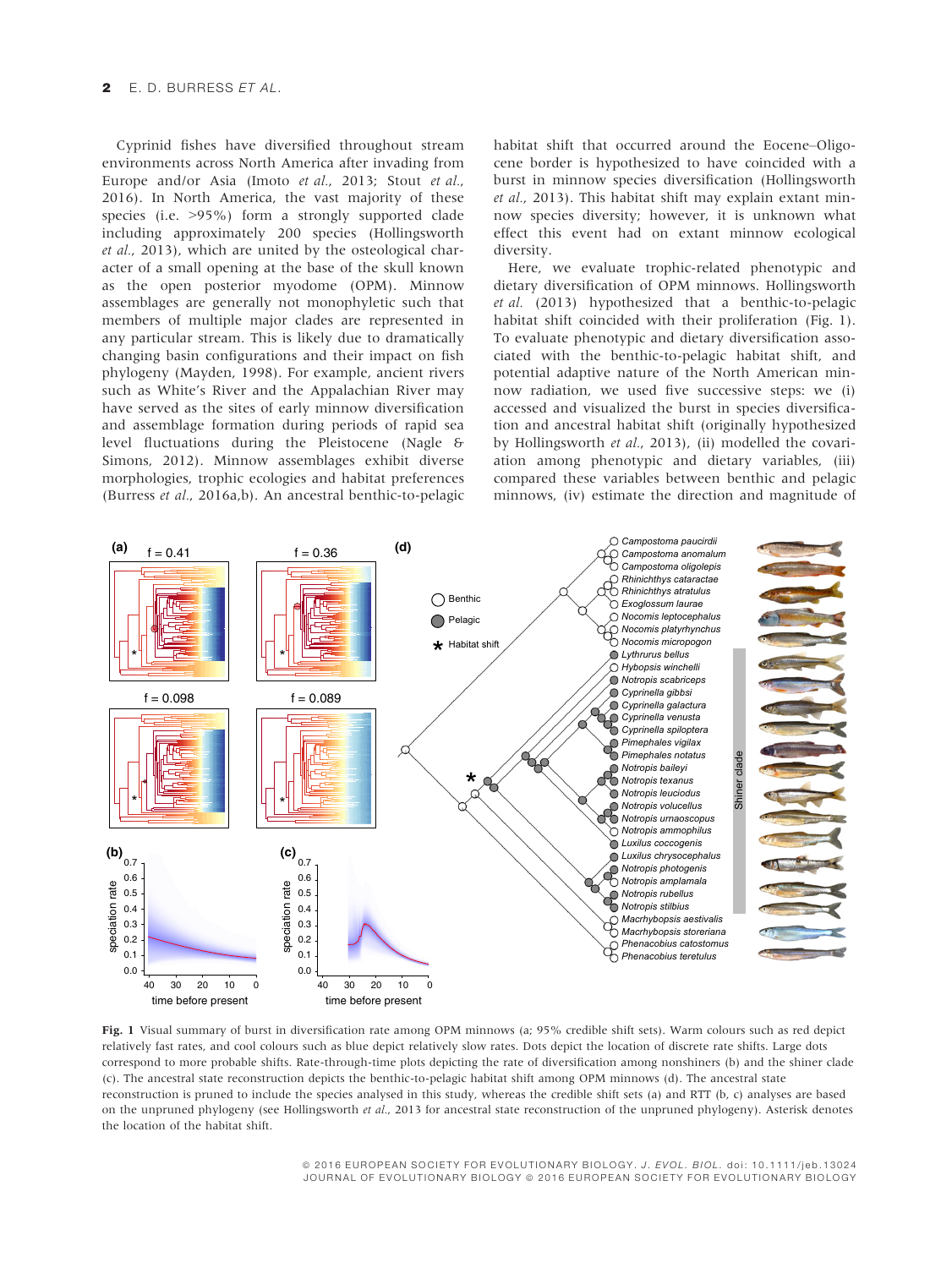Cyprinid fishes have diversified throughout stream environments across North America after invading from Europe and/or Asia (Imoto *et al.*, 2013; Stout *et al.*, 2016). In North America, the vast majority of these species (i.e. >95%) form a strongly supported clade including approximately 200 species (Hollingsworth *et al.*, 2013), which are united by the osteological character of a small opening at the base of the skull known as the open posterior myodome (OPM). Minnow assemblages are generally not monophyletic such that members of multiple major clades are represented in any particular stream. This is likely due to dramatically changing basin configurations and their impact on fish phylogeny (Mayden, 1998). For example, ancient rivers such as White's River and the Appalachian River may have served as the sites of early minnow diversification and assemblage formation during periods of rapid sea level fluctuations during the Pleistocene (Nagle & Simons, 2012). Minnow assemblages exhibit diverse morphologies, trophic ecologies and habitat preferences (Burress *et al.*, 2016a,b). An ancestral benthic-to-pelagic habitat shift that occurred around the Eocene–Oligocene border is hypothesized to have coincided with a burst in minnow species diversification (Hollingsworth *et al.*, 2013). This habitat shift may explain extant minnow species diversity; however, it is unknown what effect this event had on extant minnow ecological diversity.

Here, we evaluate trophic-related phenotypic and dietary diversification of OPM minnows. Hollingsworth *et al.* (2013) hypothesized that a benthic-to-pelagic habitat shift coincided with their proliferation (Fig. 1). To evaluate phenotypic and dietary diversification associated with the benthic-to-pelagic habitat shift, and potential adaptive nature of the North American minnow radiation, we used five successive steps: we (i) accessed and visualized the burst in species diversification and ancestral habitat shift (originally hypothesized by Hollingsworth *et al.*, 2013), (ii) modelled the covariation among phenotypic and dietary variables, (iii) compared these variables between benthic and pelagic minnows, (iv) estimate the direction and magnitude of

**Fig. 1** Visual summary of burst in diversification rate among OPM minnows (a; 95% credible shift sets). Warm colours such as red depict relatively fast rates, and cool colours such as blue depict relatively slow rates. Dots depict the location of discrete rate shifts. Large dots correspond to more probable shifts. Rate-through-time plots depicting the rate of diversification among nonshiners (b) and the shiner clade (c). The ancestral state reconstruction depicts the benthic-to-pelagic habitat shift among OPM minnows (d). The ancestral state reconstruction is pruned to include the species analysed in this study, whereas the credible shift sets (a) and RTT (b, c) analyses are based on the unpruned phylogeny (see Hollingsworth *et al.*, 2013 for ancestral state reconstruction of the unpruned phylogeny). Asterisk denotes the location of the habitat shift.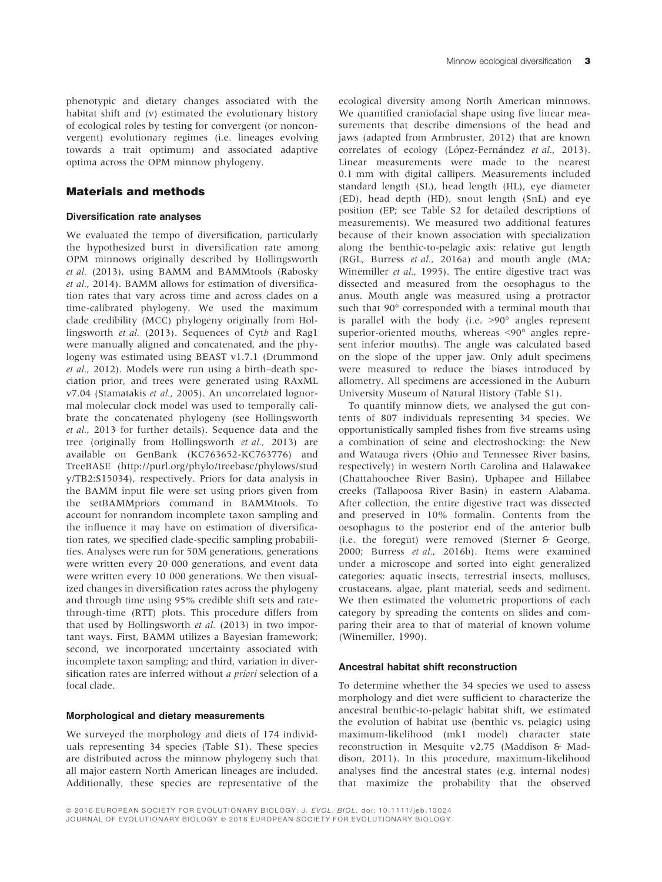phenotypic and dietary changes associated with the habitat shift and (v) estimated the evolutionary history of ecological roles by testing for convergent (or nonconvergent) evolutionary regimes (i.e. lineages evolving towards a trait optimum) and associated adaptive optima across the OPM minnow phylogeny.

## Materials and methods

### Diversification rate analyses

We evaluated the tempo of diversification, particularly the hypothesized burst in diversification rate among OPM minnows originally described by Hollingsworth *et al.* (2013), using BAMM and BAMMtools (Rabosky *et al.*, 2014). BAMM allows for estimation of diversification rates that vary across time and across clades on a time-calibrated phylogeny. We used the maximum clade credibility (MCC) phylogeny originally from Hollingsworth *et al.* (2013). Sequences of Cyt*b* and Rag1 were manually aligned and concatenated, and the phylogeny was estimated using BEAST v1.7.1 (Drummond *et al.*, 2012). Models were run using a birth–death speciation prior, and trees were generated using RAxML v7.04 (Stamatakis *et al.*, 2005). An uncorrelated lognormal molecular clock model was used to temporally calibrate the concatenated phylogeny (see Hollingsworth *et al.*, 2013 for further details). Sequence data and the tree (originally from Hollingsworth *et al.*, 2013) are available on GenBank (KC763652-KC763776) and TreeBASE (http://purl.org/phylo/treebase/phylows/study/TB2:S15034), respectively. Priors for data analysis in the BAMM input file were set using priors given from the setBAMMpriors command in BAMMtools. To account for nonrandom incomplete taxon sampling and the influence it may have on estimation of diversification rates, we specified clade-specific sampling probabilities. Analyses were run for 50M generations, generations were written every 20 000 generations, and event data were written every 10 000 generations. We then visualized changes in diversification rates across the phylogeny and through time using 95% credible shift sets and rate-through-time (RTT) plots. This procedure differs from that used by Hollingsworth *et al.* (2013) in two important ways. First, BAMM utilizes a Bayesian framework; second, we incorporated uncertainty associated with incomplete taxon sampling; and third, variation in diversification rates are inferred without *a priori* selection of a focal clade.

### Morphological and dietary measurements

We surveyed the morphology and diets of 174 individuals representing 34 species (Table S1). These species are distributed across the minnow phylogeny such that all major eastern North American lineages are included. Additionally, these species are representative of the ecological diversity among North American minnows. We quantified craniofacial shape using five linear measurements that describe dimensions of the head and jaws (adapted from Armbruster, 2012) that are known correlates of ecology (López-Fernández *et al.*, 2013). Linear measurements were made to the nearest 0.1 mm with digital callipers. Measurements included standard length (SL), head length (HL), eye diameter (ED), head depth (HD), snout length (SnL) and eye position (EP; see Table S2 for detailed descriptions of measurements). We measured two additional features because of their known association with specialization along the benthic-to-pelagic axis: relative gut length (RGL, Burress *et al.*, 2016a) and mouth angle (MA; Winemiller *et al.*, 1995). The entire digestive tract was dissected and measured from the oesophagus to the anus. Mouth angle was measured using a protractor such that 90° corresponded with a terminal mouth that is parallel with the body (i.e. >90° angles represent superior-oriented mouths, whereas <90° angles represent inferior mouths). The angle was calculated based on the slope of the upper jaw. Only adult specimens were measured to reduce the biases introduced by allometry. All specimens are accessioned in the Auburn University Museum of Natural History (Table S1).

To quantify minnow diets, we analysed the gut contents of 807 individuals representing 34 species. We opportunistically sampled fishes from five streams using a combination of seine and electroshocking: the New and Watauga rivers (Ohio and Tennessee River basins, respectively) in western North Carolina and Halawakee (Chattahoochee River Basin), Uphapee and Hillabee creeks (Tallapoosa River Basin) in eastern Alabama. After collection, the entire digestive tract was dissected and preserved in 10% formalin. Contents from the oesophagus to the posterior end of the anterior bulb (i.e. the foregut) were removed (Sterner & George, 2000; Burress *et al.*, 2016b). Items were examined under a microscope and sorted into eight generalized categories: aquatic insects, terrestrial insects, molluscs, crustaceans, algae, plant material, seeds and sediment. We then estimated the volumetric proportions of each category by spreading the contents on slides and comparing their area to that of material of known volume (Winemiller, 1990).

### Ancestral habitat shift reconstruction

To determine whether the 34 species we used to assess morphology and diet were sufficient to characterize the ancestral benthic-to-pelagic habitat shift, we estimated the evolution of habitat use (benthic vs. pelagic) using maximum-likelihood (mk1 model) character state reconstruction in Mesquite v2.75 (Maddison & Maddison, 2011). In this procedure, maximum-likelihood analyses find the ancestral states (e.g. internal nodes) that maximize the probability that the observed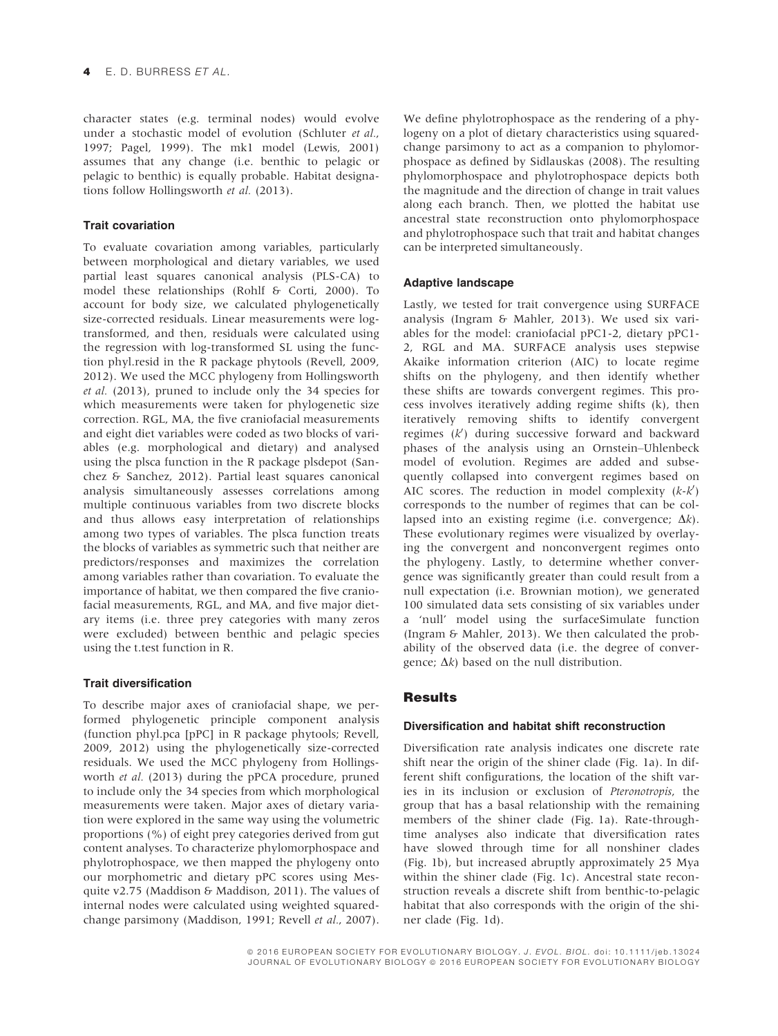character states (e.g. terminal nodes) would evolve under a stochastic model of evolution (Schluter *et al.*, 1997; Pagel, 1999). The mk1 model (Lewis, 2001) assumes that any change (i.e. benthic to pelagic or pelagic to benthic) is equally probable. Habitat designations follow Hollingsworth *et al.* (2013).

### Trait covariation

To evaluate covariation among variables, particularly between morphological and dietary variables, we used partial least squares canonical analysis (PLS-CA) to model these relationships (Rohlf & Corti, 2000). To account for body size, we calculated phylogenetically size-corrected residuals. Linear measurements were log-transformed, and then, residuals were calculated using the regression with log-transformed SL using the function phyl.resid in the R package phytools (Revell, 2009, 2012). We used the MCC phylogeny from Hollingsworth *et al.* (2013), pruned to include only the 34 species for which measurements were taken for phylogenetic size correction. RGL, MA, the five craniofacial measurements and eight diet variables were coded as two blocks of variables (e.g. morphological and dietary) and analysed using the plsca function in the R package plsdepot (Sanchez & Sanchez, 2012). Partial least squares canonical analysis simultaneously assesses correlations among multiple continuous variables from two discrete blocks and thus allows easy interpretation of relationships among two types of variables. The plsca function treats the blocks of variables as symmetric such that neither are predictors/responses and maximizes the correlation among variables rather than covariation. To evaluate the importance of habitat, we then compared the five craniofacial measurements, RGL, and MA, and five major dietary items (i.e. three prey categories with many zeros were excluded) between benthic and pelagic species using the t.test function in R.

### Trait diversification

To describe major axes of craniofacial shape, we performed phylogenetic principle component analysis (function phyl.pca [pPC] in R package phytools; Revell, 2009, 2012) using the phylogenetically size-corrected residuals. We used the MCC phylogeny from Hollingsworth *et al.* (2013) during the pPCA procedure, pruned to include only the 34 species from which morphological measurements were taken. Major axes of dietary variation were explored in the same way using the volumetric proportions (%) of eight prey categories derived from gut content analyses. To characterize phylomorphospace and phylotrophospace, we then mapped the phylogeny onto our morphometric and dietary pPC scores using Mesquite v2.75 (Maddison & Maddison, 2011). The values of internal nodes were calculated using weighted squared-change parsimony (Maddison, 1991; Revell *et al.*, 2007). We define phylotrophospace as the rendering of a phylogeny on a plot of dietary characteristics using squared-change parsimony to act as a companion to phylomorphospace as defined by Sidlauskas (2008). The resulting phylomorphospace and phylotrophospace depicts both the magnitude and the direction of change in trait values along each branch. Then, we plotted the habitat use ancestral state reconstruction onto phylomorphospace and phylotrophospace such that trait and habitat changes can be interpreted simultaneously.

### Adaptive landscape

Lastly, we tested for trait convergence using SURFACE analysis (Ingram & Mahler, 2013). We used six variables for the model: craniofacial pPC1-2, dietary pPC1-2, RGL and MA. SURFACE analysis uses stepwise Akaike information criterion (AIC) to locate regime shifts on the phylogeny, and then identify whether these shifts are towards convergent regimes. This process involves iteratively adding regime shifts (k), then iteratively removing shifts to identify convergent regimes ($k'$) during successive forward and backward phases of the analysis using an Ornstein–Uhlenbeck model of evolution. Regimes are added and subsequently collapsed into convergent regimes based on AIC scores. The reduction in model complexity ($k$-$k'$) corresponds to the number of regimes that can be collapsed into an existing regime (i.e. convergence; $\Delta k$). These evolutionary regimes were visualized by overlaying the convergent and nonconvergent regimes onto the phylogeny. Lastly, to determine whether convergence was significantly greater than could result from a null expectation (i.e. Brownian motion), we generated 100 simulated data sets consisting of six variables under a 'null' model using the surfaceSimulate function (Ingram & Mahler, 2013). We then calculated the probability of the observed data (i.e. the degree of convergence; $\Delta k$) based on the null distribution.

## Results

### Diversification and habitat shift reconstruction

Diversification rate analysis indicates one discrete rate shift near the origin of the shiner clade (Fig. 1a). In different shift configurations, the location of the shift varies in its inclusion or exclusion of *Pteronotropis*, the group that has a basal relationship with the remaining members of the shiner clade (Fig. 1a). Rate-through-time analyses also indicate that diversification rates have slowed through time for all nonshiner clades (Fig. 1b), but increased abruptly approximately 25 Mya within the shiner clade (Fig. 1c). Ancestral state reconstruction reveals a discrete shift from benthic-to-pelagic habitat that also corresponds with the origin of the shiner clade (Fig. 1d).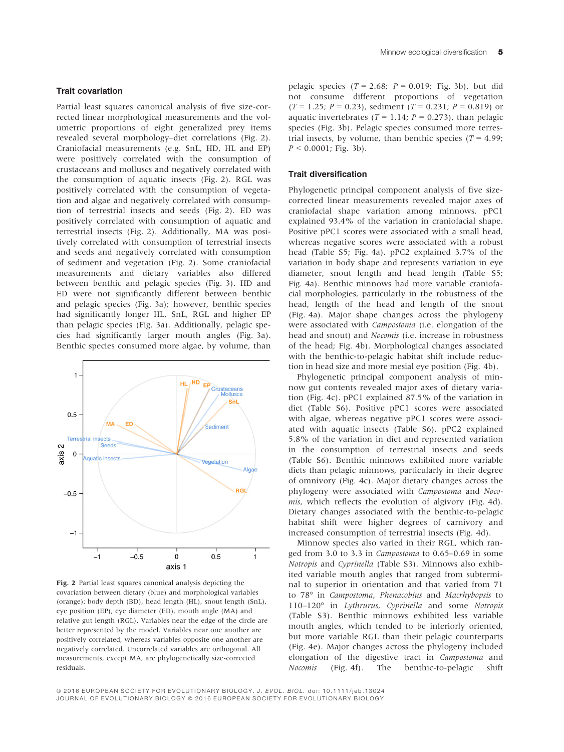## Trait covariation

Partial least squares canonical analysis of five size-corrected linear morphological measurements and the volumetric proportions of eight generalized prey items revealed several morphology–diet correlations (Fig. 2). Craniofacial measurements (e.g. SnL, HD, HL and EP) were positively correlated with the consumption of crustaceans and molluscs and negatively correlated with the consumption of aquatic insects (Fig. 2). RGL was positively correlated with the consumption of vegetation and algae and negatively correlated with consumption of terrestrial insects and seeds (Fig. 2). ED was positively correlated with consumption of aquatic and terrestrial insects (Fig. 2). Additionally, MA was positively correlated with consumption of terrestrial insects and seeds and negatively correlated with consumption of sediment and vegetation (Fig. 2). Some craniofacial measurements and dietary variables also differed between benthic and pelagic species (Fig. 3). HD and ED were not significantly different between benthic and pelagic species (Fig. 3a); however, benthic species had significantly longer HL, SnL, RGL and higher EP than pelagic species (Fig. 3a). Additionally, pelagic species had significantly larger mouth angles (Fig. 3a). Benthic species consumed more algae, by volume, than pelagic species ($T = 2.68$; $P = 0.019$; Fig. 3b), but did not consume different proportions of vegetation ($T = 1.25$; $P = 0.23$), sediment ($T = 0.231$; $P = 0.819$) or aquatic invertebrates ($T = 1.14$; $P = 0.273$), than pelagic species (Fig. 3b). Pelagic species consumed more terrestrial insects, by volume, than benthic species ($T = 4.99$; $P < 0.0001$; Fig. 3b).

**Fig. 2** Partial least squares canonical analysis depicting the covariation between dietary (blue) and morphological variables (orange): body depth (BD), head length (HL), snout length (SnL), eye position (EP), eye diameter (ED), mouth angle (MA) and relative gut length (RGL). Variables near the edge of the circle are better represented by the model. Variables near one another are positively correlated, whereas variables opposite one another are negatively correlated. Uncorrelated variables are orthogonal. All measurements, except MA, are phylogenetically size-corrected residuals.

## Trait diversification

Phylogenetic principal component analysis of five size-corrected linear measurements revealed major axes of craniofacial shape variation among minnows. pPC1 explained 93.4% of the variation in craniofacial shape. Positive pPC1 scores were associated with a small head, whereas negative scores were associated with a robust head (Table S5; Fig. 4a). pPC2 explained 3.7% of the variation in body shape and represents variation in eye diameter, snout length and head length (Table S5; Fig. 4a). Benthic minnows had more variable craniofacial morphologies, particularly in the robustness of the head, length of the head and length of the snout (Fig. 4a). Major shape changes across the phylogeny were associated with *Campostoma* (i.e. elongation of the head and snout) and *Nocomis* (i.e. increase in robustness of the head; Fig. 4b). Morphological changes associated with the benthic-to-pelagic habitat shift include reduction in head size and more mesial eye position (Fig. 4b).

Phylogenetic principal component analysis of minnow gut contents revealed major axes of dietary variation (Fig. 4c). pPC1 explained 87.5% of the variation in diet (Table S6). Positive pPC1 scores were associated with algae, whereas negative pPC1 scores were associated with aquatic insects (Table S6). pPC2 explained 5.8% of the variation in diet and represented variation in the consumption of terrestrial insects and seeds (Table S6). Benthic minnows exhibited more variable diets than pelagic minnows, particularly in their degree of omnivory (Fig. 4c). Major dietary changes across the phylogeny were associated with *Campostoma* and *Nocomis*, which reflects the evolution of algivory (Fig. 4d). Dietary changes associated with the benthic-to-pelagic habitat shift were higher degrees of carnivory and increased consumption of terrestrial insects (Fig. 4d).

Minnow species also varied in their RGL, which ranged from 3.0 to 3.3 in *Campostoma* to 0.65–0.69 in some *Notropis* and *Cyprinella* (Table S3). Minnows also exhibited variable mouth angles that ranged from subterminal to superior in orientation and that varied from 71 to 78° in *Campostoma*, *Phenacobius* and *Macrhybopsis* to 110–120° in *Lythrurus*, *Cyprinella* and some *Notropis* (Table S3). Benthic minnows exhibited less variable mouth angles, which tended to be inferiorly oriented, but more variable RGL than their pelagic counterparts (Fig. 4e). Major changes across the phylogeny included elongation of the digestive tract in *Campostoma* and *Nocomis* (Fig. 4f). The benthic-to-pelagic shift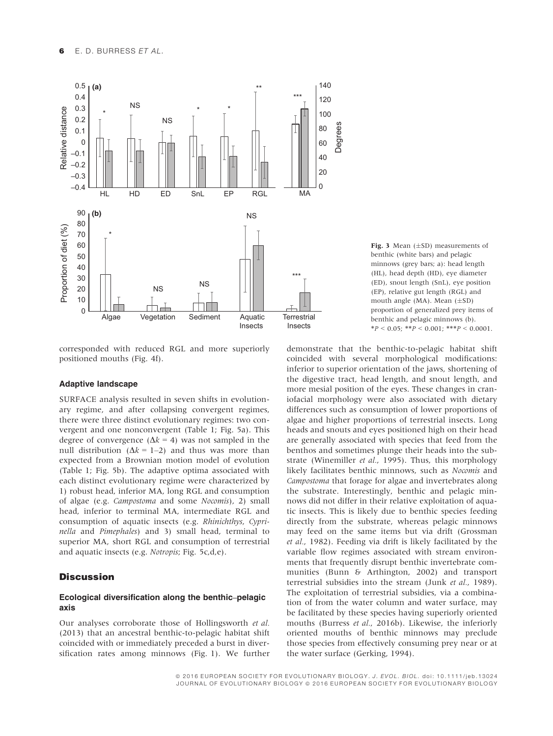Fig. 3 Mean (±SD) measurements of benthic (white bars) and pelagic minnows (grey bars; a): head length (HL), head depth (HD), eye diameter (ED), snout length (SnL), eye position (EP), relative gut length (RGL) and mouth angle (MA). Mean (±SD) proportion of generalized prey items of benthic and pelagic minnows (b). *$P < 0.05$; **$P < 0.001$; ***$P < 0.0001$.

corresponded with reduced RGL and more superiorly positioned mouths (Fig. 4f).

### Adaptive landscape

SURFACE analysis resulted in seven shifts in evolutionary regime, and after collapsing convergent regimes, there were three distinct evolutionary regimes: two convergent and one nonconvergent (Table 1; Fig. 5a). This degree of convergence ($\Delta k = 4$) was not sampled in the null distribution ($\Delta k = 1$–$2$) and thus was more than expected from a Brownian motion model of evolution (Table 1; Fig. 5b). The adaptive optima associated with each distinct evolutionary regime were characterized by 1) robust head, inferior MA, long RGL and consumption of algae (e.g. *Campostoma* and some *Nocomis*), 2) small head, inferior to terminal MA, intermediate RGL and consumption of aquatic insects (e.g. *Rhinichthys*, *Cyprinella* and *Pimephales*) and 3) small head, terminal to superior MA, short RGL and consumption of terrestrial and aquatic insects (e.g. *Notropis*; Fig. 5c,d,e).

## Discussion

### Ecological diversification along the benthic–pelagic axis

Our analyses corroborate those of Hollingsworth *et al.* (2013) that an ancestral benthic-to-pelagic habitat shift coincided with or immediately preceded a burst in diversification rates among minnows (Fig. 1). We further demonstrate that the benthic-to-pelagic habitat shift coincided with several morphological modifications: inferior to superior orientation of the jaws, shortening of the digestive tract, head length, and snout length, and more mesial position of the eyes. These changes in craniofacial morphology were also associated with dietary differences such as consumption of lower proportions of algae and higher proportions of terrestrial insects. Long heads and snouts and eyes positioned high on their head are generally associated with species that feed from the benthos and sometimes plunge their heads into the substrate (Winemiller *et al.*, 1995). Thus, this morphology likely facilitates benthic minnows, such as *Nocomis* and *Campostoma* that forage for algae and invertebrates along the substrate. Interestingly, benthic and pelagic minnows did not differ in their relative exploitation of aquatic insects. This is likely due to benthic species feeding directly from the substrate, whereas pelagic minnows may feed on the same items but via drift (Grossman *et al.*, 1982). Feeding via drift is likely facilitated by the variable flow regimes associated with stream environments that frequently disrupt benthic invertebrate communities (Bunn & Arthington, 2002) and transport terrestrial subsidies into the stream (Junk *et al.*, 1989). The exploitation of terrestrial subsidies, via a combination of from the water column and water surface, may be facilitated by these species having superiorly oriented mouths (Burress *et al.*, 2016b). Likewise, the inferiorly oriented mouths of benthic minnows may preclude those species from effectively consuming prey near or at the water surface (Gerking, 1994).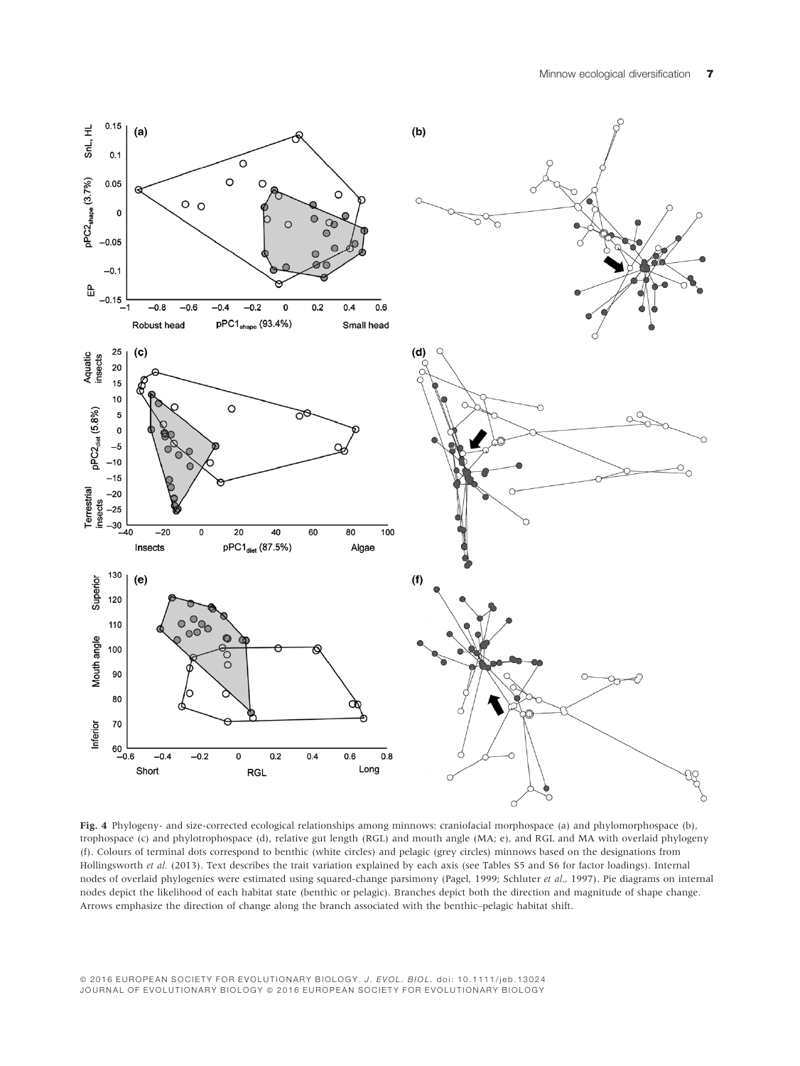**Fig. 4** Phylogeny- and size-corrected ecological relationships among minnows: craniofacial morphospace (a) and phylomorphospace (b), trophospace (c) and phylotrophospace (d), relative gut length (RGL) and mouth angle (MA; e), and RGL and MA with overlaid phylogeny (f). Colours of terminal dots correspond to benthic (white circles) and pelagic (grey circles) minnows based on the designations from Hollingsworth *et al.* (2013). Text describes the trait variation explained by each axis (see Tables S5 and S6 for factor loadings). Internal nodes of overlaid phylogenies were estimated using squared-change parsimony (Pagel, 1999; Schluter *et al.*, 1997). Pie diagrams on internal nodes depict the likelihood of each habitat state (benthic or pelagic). Branches depict both the direction and magnitude of shape change. Arrows emphasize the direction of change along the branch associated with the benthic–pelagic habitat shift.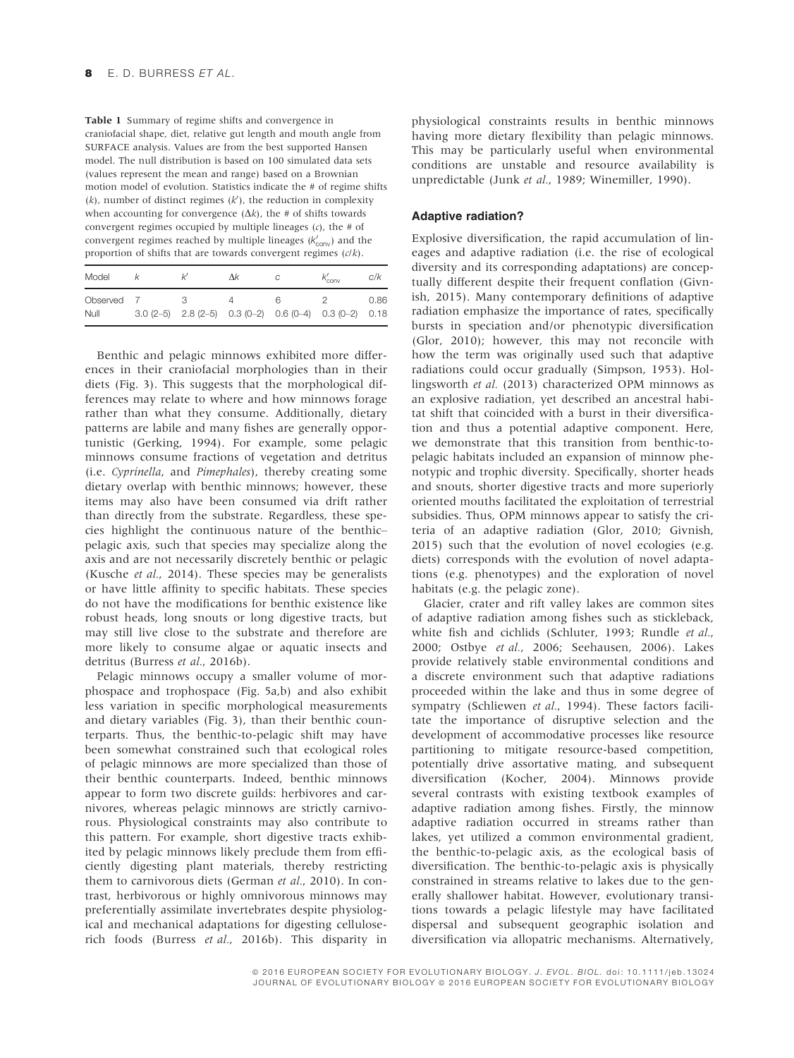**Table 1** Summary of regime shifts and convergence in craniofacial shape, diet, relative gut length and mouth angle from SURFACE analysis. Values are from the best supported Hansen model. The null distribution is based on 100 simulated data sets (values represent the mean and range) based on a Brownian motion model of evolution. Statistics indicate the # of regime shifts ($k$), number of distinct regimes ($k'$), the reduction in complexity when accounting for convergence ($\Delta k$), the # of shifts towards convergent regimes occupied by multiple lineages ($c$), the # of convergent regimes reached by multiple lineages ($k'_{conv}$) and the proportion of shifts that are towards convergent regimes ($c/k$).

| Model | $k$ | $k'$ | $\Delta k$ | $c$ | $k'_{conv}$ | $c/k$ |
|---|---|---|---|---|---|---|
| Observed | 7 | 3 | 4 | 6 | 2 | 0.86 |
| Null | 3.0 (2–5) | 2.8 (2–5) | 0.3 (0–2) | 0.6 (0–4) | 0.3 (0–2) | 0.18 |

Benthic and pelagic minnows exhibited more differences in their craniofacial morphologies than in their diets (Fig. 3). This suggests that the morphological differences may relate to where and how minnows forage rather than what they consume. Additionally, dietary patterns are labile and many fishes are generally opportunistic (Gerking, 1994). For example, some pelagic minnows consume fractions of vegetation and detritus (i.e. *Cyprinella*, and *Pimephales*), thereby creating some dietary overlap with benthic minnows; however, these items may also have been consumed via drift rather than directly from the substrate. Regardless, these species highlight the continuous nature of the benthic–pelagic axis, such that species may specialize along the axis and are not necessarily discretely benthic or pelagic (Kusche *et al.*, 2014). These species may be generalists or have little affinity to specific habitats. These species do not have the modifications for benthic existence like robust heads, long snouts or long digestive tracts, but may still live close to the substrate and therefore are more likely to consume algae or aquatic insects and detritus (Burress *et al.*, 2016b).

Pelagic minnows occupy a smaller volume of morphospace and trophospace (Fig. 5a,b) and also exhibit less variation in specific morphological measurements and dietary variables (Fig. 3), than their benthic counterparts. Thus, the benthic-to-pelagic shift may have been somewhat constrained such that ecological roles of pelagic minnows are more specialized than those of their benthic counterparts. Indeed, benthic minnows appear to form two discrete guilds: herbivores and carnivores, whereas pelagic minnows are strictly carnivorous. Physiological constraints may also contribute to this pattern. For example, short digestive tracts exhibited by pelagic minnows likely preclude them from efficiently digesting plant materials, thereby restricting them to carnivorous diets (German *et al.*, 2010). In contrast, herbivorous or highly omnivorous minnows may preferentially assimilate invertebrates despite physiological and mechanical adaptations for digesting cellulose-rich foods (Burress *et al.*, 2016b). This disparity in physiological constraints results in benthic minnows having more dietary flexibility than pelagic minnows. This may be particularly useful when environmental conditions are unstable and resource availability is unpredictable (Junk *et al.*, 1989; Winemiller, 1990).

### Adaptive radiation?

Explosive diversification, the rapid accumulation of lineages and adaptive radiation (i.e. the rise of ecological diversity and its corresponding adaptations) are conceptually different despite their frequent conflation (Givnish, 2015). Many contemporary definitions of adaptive radiation emphasize the importance of rates, specifically bursts in speciation and/or phenotypic diversification (Glor, 2010); however, this may not reconcile with how the term was originally used such that adaptive radiations could occur gradually (Simpson, 1953). Hollingsworth *et al.* (2013) characterized OPM minnows as an explosive radiation, yet described an ancestral habitat shift that coincided with a burst in their diversification and thus a potential adaptive component. Here, we demonstrate that this transition from benthic-to-pelagic habitats included an expansion of minnow phenotypic and trophic diversity. Specifically, shorter heads and snouts, shorter digestive tracts and more superiorly oriented mouths facilitated the exploitation of terrestrial subsidies. Thus, OPM minnows appear to satisfy the criteria of an adaptive radiation (Glor, 2010; Givnish, 2015) such that the evolution of novel ecologies (e.g. diets) corresponds with the evolution of novel adaptations (e.g. phenotypes) and the exploration of novel habitats (e.g. the pelagic zone).

Glacier, crater and rift valley lakes are common sites of adaptive radiation among fishes such as stickleback, white fish and cichlids (Schluter, 1993; Rundle *et al.*, 2000; Ostbye *et al.*, 2006; Seehausen, 2006). Lakes provide relatively stable environmental conditions and a discrete environment such that adaptive radiations proceeded within the lake and thus in some degree of sympatry (Schliewen *et al.*, 1994). These factors facilitate the importance of disruptive selection and the development of accommodative processes like resource partitioning to mitigate resource-based competition, potentially drive assortative mating, and subsequent diversification (Kocher, 2004). Minnows provide several contrasts with existing textbook examples of adaptive radiation among fishes. Firstly, the minnow adaptive radiation occurred in streams rather than lakes, yet utilized a common environmental gradient, the benthic-to-pelagic axis, as the ecological basis of diversification. The benthic-to-pelagic axis is physically constrained in streams relative to lakes due to the generally shallower habitat. However, evolutionary transitions towards a pelagic lifestyle may have facilitated dispersal and subsequent geographic isolation and diversification via allopatric mechanisms. Alternatively,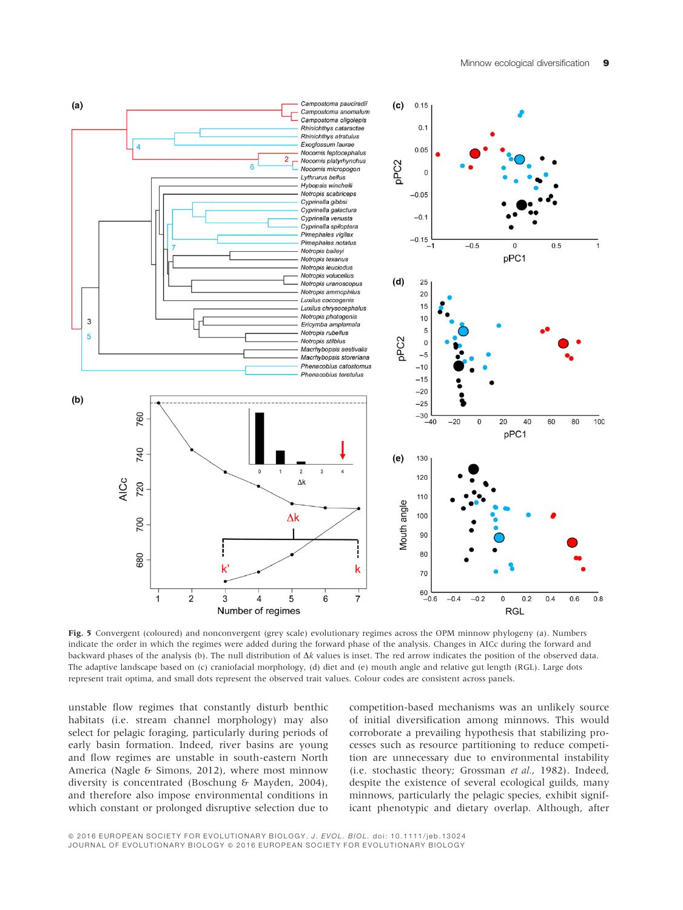Fig. 5 Convergent (coloured) and nonconvergent (grey scale) evolutionary regimes across the OPM minnow phylogeny (a). Numbers indicate the order in which the regimes were added during the forward phase of the analysis. Changes in AICc during the forward and backward phases of the analysis (b). The null distribution of Δ*k* values is inset. The red arrow indicates the position of the observed data. The adaptive landscape based on (c) craniofacial morphology, (d) diet and (e) mouth angle and relative gut length (RGL). Large dots represent trait optima, and small dots represent the observed trait values. Colour codes are consistent across panels.

unstable flow regimes that constantly disturb benthic habitats (i.e. stream channel morphology) may also select for pelagic foraging, particularly during periods of early basin formation. Indeed, river basins are young and flow regimes are unstable in south-eastern North America (Nagle & Simons, 2012), where most minnow diversity is concentrated (Boschung & Mayden, 2004), and therefore also impose environmental conditions in which constant or prolonged disruptive selection due to competition-based mechanisms was an unlikely source of initial diversification among minnows. This would corroborate a prevailing hypothesis that stabilizing processes such as resource partitioning to reduce competition are unnecessary due to environmental instability (i.e. stochastic theory; Grossman *et al.*, 1982). Indeed, despite the existence of several ecological guilds, many minnows, particularly the pelagic species, exhibit significant phenotypic and dietary overlap. Although, after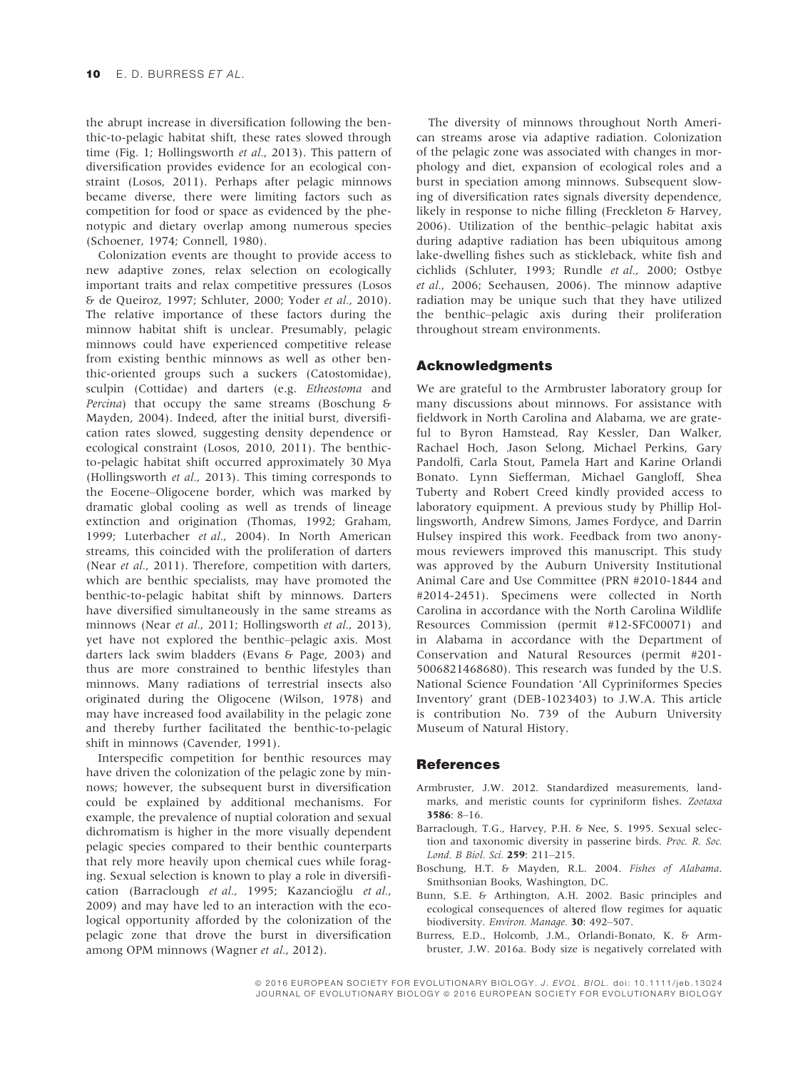the abrupt increase in diversification following the benthic-to-pelagic habitat shift, these rates slowed through time (Fig. 1; Hollingsworth *et al.*, 2013). This pattern of diversification provides evidence for an ecological constraint (Losos, 2011). Perhaps after pelagic minnows became diverse, there were limiting factors such as competition for food or space as evidenced by the phenotypic and dietary overlap among numerous species (Schoener, 1974; Connell, 1980).

Colonization events are thought to provide access to new adaptive zones, relax selection on ecologically important traits and relax competitive pressures (Losos & de Queiroz, 1997; Schluter, 2000; Yoder *et al.*, 2010). The relative importance of these factors during the minnow habitat shift is unclear. Presumably, pelagic minnows could have experienced competitive release from existing benthic minnows as well as other benthic-oriented groups such a suckers (Catostomidae), sculpin (Cottidae) and darters (e.g. *Etheostoma* and *Percina*) that occupy the same streams (Boschung & Mayden, 2004). Indeed, after the initial burst, diversification rates slowed, suggesting density dependence or ecological constraint (Losos, 2010, 2011). The benthic-to-pelagic habitat shift occurred approximately 30 Mya (Hollingsworth *et al.*, 2013). This timing corresponds to the Eocene–Oligocene border, which was marked by dramatic global cooling as well as trends of lineage extinction and origination (Thomas, 1992; Graham, 1999; Luterbacher *et al.*, 2004). In North American streams, this coincided with the proliferation of darters (Near *et al.*, 2011). Therefore, competition with darters, which are benthic specialists, may have promoted the benthic-to-pelagic habitat shift by minnows. Darters have diversified simultaneously in the same streams as minnows (Near *et al.*, 2011; Hollingsworth *et al.*, 2013), yet have not explored the benthic–pelagic axis. Most darters lack swim bladders (Evans & Page, 2003) and thus are more constrained to benthic lifestyles than minnows. Many radiations of terrestrial insects also originated during the Oligocene (Wilson, 1978) and may have increased food availability in the pelagic zone and thereby further facilitated the benthic-to-pelagic shift in minnows (Cavender, 1991).

Interspecific competition for benthic resources may have driven the colonization of the pelagic zone by minnows; however, the subsequent burst in diversification could be explained by additional mechanisms. For example, the prevalence of nuptial coloration and sexual dichromatism is higher in the more visually dependent pelagic species compared to their benthic counterparts that rely more heavily upon chemical cues while foraging. Sexual selection is known to play a role in diversification (Barraclough *et al.*, 1995; Kazancioğlu *et al.*, 2009) and may have led to an interaction with the ecological opportunity afforded by the colonization of the pelagic zone that drove the burst in diversification among OPM minnows (Wagner *et al.*, 2012).

The diversity of minnows throughout North American streams arose via adaptive radiation. Colonization of the pelagic zone was associated with changes in morphology and diet, expansion of ecological roles and a burst in speciation among minnows. Subsequent slowing of diversification rates signals diversity dependence, likely in response to niche filling (Freckleton & Harvey, 2006). Utilization of the benthic–pelagic habitat axis during adaptive radiation has been ubiquitous among lake-dwelling fishes such as stickleback, white fish and cichlids (Schluter, 1993; Rundle *et al.*, 2000; Ostbye *et al.*, 2006; Seehausen, 2006). The minnow adaptive radiation may be unique such that they have utilized the benthic–pelagic axis during their proliferation throughout stream environments.

## Acknowledgments

We are grateful to the Armbruster laboratory group for many discussions about minnows. For assistance with fieldwork in North Carolina and Alabama, we are grateful to Byron Hamstead, Ray Kessler, Dan Walker, Rachael Hoch, Jason Selong, Michael Perkins, Gary Pandolfi, Carla Stout, Pamela Hart and Karine Orlandi Bonato. Lynn Siefferman, Michael Gangloff, Shea Tuberty and Robert Creed kindly provided access to laboratory equipment. A previous study by Phillip Hollingsworth, Andrew Simons, James Fordyce, and Darrin Hulsey inspired this work. Feedback from two anonymous reviewers improved this manuscript. This study was approved by the Auburn University Institutional Animal Care and Use Committee (PRN #2010-1844 and #2014-2451). Specimens were collected in North Carolina in accordance with the North Carolina Wildlife Resources Commission (permit #12-SFC00071) and in Alabama in accordance with the Department of Conservation and Natural Resources (permit #201-5006821468680). This research was funded by the U.S. National Science Foundation 'All Cypriniformes Species Inventory' grant (DEB-1023403) to J.W.A. This article is contribution No. 739 of the Auburn University Museum of Natural History.

## References

Armbruster, J.W. 2012. Standardized measurements, landmarks, and meristic counts for cypriniform fishes. *Zootaxa* **3586**: 8–16.

Barraclough, T.G., Harvey, P.H. & Nee, S. 1995. Sexual selection and taxonomic diversity in passerine birds. *Proc. R. Soc. Lond. B Biol. Sci.* **259**: 211–215.

Boschung, H.T. & Mayden, R.L. 2004. *Fishes of Alabama*. Smithsonian Books, Washington, DC.

Bunn, S.E. & Arthington, A.H. 2002. Basic principles and ecological consequences of altered flow regimes for aquatic biodiversity. *Environ. Manage.* **30**: 492–507.

Burress, E.D., Holcomb, J.M., Orlandi-Bonato, K. & Armbruster, J.W. 2016a. Body size is negatively correlated with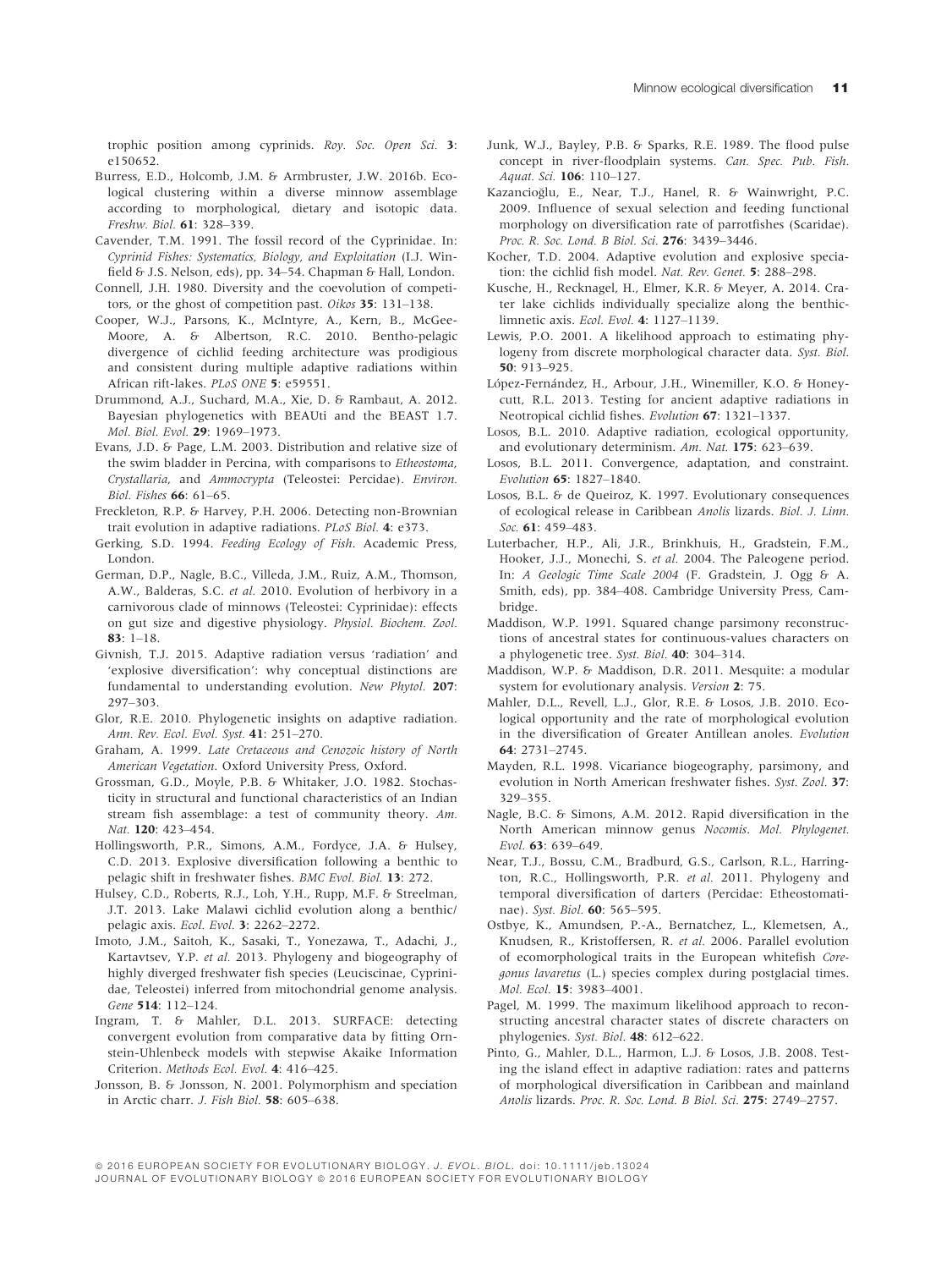trophic position among cyprinids. *Roy. Soc. Open Sci.* **3**: e150652.

Burress, E.D., Holcomb, J.M. & Armbruster, J.W. 2016b. Ecological clustering within a diverse minnow assemblage according to morphological, dietary and isotopic data. *Freshw. Biol.* **61**: 328–339.

Cavender, T.M. 1991. The fossil record of the Cyprinidae. In: *Cyprinid Fishes: Systematics, Biology, and Exploitation* (I.J. Winfield & J.S. Nelson, eds), pp. 34–54. Chapman & Hall, London.

Connell, J.H. 1980. Diversity and the coevolution of competitors, or the ghost of competition past. *Oikos* **35**: 131–138.

Cooper, W.J., Parsons, K., McIntyre, A., Kern, B., McGee-Moore, A. & Albertson, R.C. 2010. Bentho-pelagic divergence of cichlid feeding architecture was prodigious and consistent during multiple adaptive radiations within African rift-lakes. *PLoS ONE* **5**: e59551.

Drummond, A.J., Suchard, M.A., Xie, D. & Rambaut, A. 2012. Bayesian phylogenetics with BEAUti and the BEAST 1.7. *Mol. Biol. Evol.* **29**: 1969–1973.

Evans, J.D. & Page, L.M. 2003. Distribution and relative size of the swim bladder in Percina, with comparisons to *Etheostoma*, *Crystallaria*, and *Ammocrypta* (Teleostei: Percidae). *Environ. Biol. Fishes* **66**: 61–65.

Freckleton, R.P. & Harvey, P.H. 2006. Detecting non-Brownian trait evolution in adaptive radiations. *PLoS Biol.* **4**: e373.

Gerking, S.D. 1994. *Feeding Ecology of Fish*. Academic Press, London.

German, D.P., Nagle, B.C., Villeda, J.M., Ruiz, A.M., Thomson, A.W., Balderas, S.C. *et al.* 2010. Evolution of herbivory in a carnivorous clade of minnows (Teleostei: Cyprinidae): effects on gut size and digestive physiology. *Physiol. Biochem. Zool.* **83**: 1–18.

Givnish, T.J. 2015. Adaptive radiation versus 'radiation' and 'explosive diversification': why conceptual distinctions are fundamental to understanding evolution. *New Phytol.* **207**: 297–303.

Glor, R.E. 2010. Phylogenetic insights on adaptive radiation. *Ann. Rev. Ecol. Evol. Syst.* **41**: 251–270.

Graham, A. 1999. *Late Cretaceous and Cenozoic history of North American Vegetation*. Oxford University Press, Oxford.

Grossman, G.D., Moyle, P.B. & Whitaker, J.O. 1982. Stochasticity in structural and functional characteristics of an Indian stream fish assemblage: a test of community theory. *Am. Nat.* **120**: 423–454.

Hollingsworth, P.R., Simons, A.M., Fordyce, J.A. & Hulsey, C.D. 2013. Explosive diversification following a benthic to pelagic shift in freshwater fishes. *BMC Evol. Biol.* **13**: 272.

Hulsey, C.D., Roberts, R.J., Loh, Y.H., Rupp, M.F. & Streelman, J.T. 2013. Lake Malawi cichlid evolution along a benthic/pelagic axis. *Ecol. Evol.* **3**: 2262–2272.

Imoto, J.M., Saitoh, K., Sasaki, T., Yonezawa, T., Adachi, J., Kartavtsev, Y.P. *et al.* 2013. Phylogeny and biogeography of highly diverged freshwater fish species (Leuciscinae, Cyprinidae, Teleostei) inferred from mitochondrial genome analysis. *Gene* **514**: 112–124.

Ingram, T. & Mahler, D.L. 2013. SURFACE: detecting convergent evolution from comparative data by fitting Ornstein-Uhlenbeck models with stepwise Akaike Information Criterion. *Methods Ecol. Evol.* **4**: 416–425.

Jonsson, B. & Jonsson, N. 2001. Polymorphism and speciation in Arctic charr. *J. Fish Biol.* **58**: 605–638.

Junk, W.J., Bayley, P.B. & Sparks, R.E. 1989. The flood pulse concept in river-floodplain systems. *Can. Spec. Pub. Fish. Aquat. Sci.* **106**: 110–127.

Kazancıoğlu, E., Near, T.J., Hanel, R. & Wainwright, P.C. 2009. Influence of sexual selection and feeding functional morphology on diversification rate of parrotfishes (Scaridae). *Proc. R. Soc. Lond. B Biol. Sci.* **276**: 3439–3446.

Kocher, T.D. 2004. Adaptive evolution and explosive speciation: the cichlid fish model. *Nat. Rev. Genet.* **5**: 288–298.

Kusche, H., Recknagel, H., Elmer, K.R. & Meyer, A. 2014. Crater lake cichlids individually specialize along the benthic-limnetic axis. *Ecol. Evol.* **4**: 1127–1139.

Lewis, P.O. 2001. A likelihood approach to estimating phylogeny from discrete morphological character data. *Syst. Biol.* **50**: 913–925.

López-Fernández, H., Arbour, J.H., Winemiller, K.O. & Honeycutt, R.L. 2013. Testing for ancient adaptive radiations in Neotropical cichlid fishes. *Evolution* **67**: 1321–1337.

Losos, B.L. 2010. Adaptive radiation, ecological opportunity, and evolutionary determinism. *Am. Nat.* **175**: 623–639.

Losos, B.L. 2011. Convergence, adaptation, and constraint. *Evolution* **65**: 1827–1840.

Losos, B.L. & de Queiroz, K. 1997. Evolutionary consequences of ecological release in Caribbean *Anolis* lizards. *Biol. J. Linn. Soc.* **61**: 459–483.

Luterbacher, H.P., Ali, J.R., Brinkhuis, H., Gradstein, F.M., Hooker, J.J., Monechi, S. *et al.* 2004. The Paleogene period. In: *A Geologic Time Scale 2004* (F. Gradstein, J. Ogg & A. Smith, eds), pp. 384–408. Cambridge University Press, Cambridge.

Maddison, W.P. 1991. Squared change parsimony reconstructions of ancestral states for continuous-values characters on a phylogenetic tree. *Syst. Biol.* **40**: 304–314.

Maddison, W.P. & Maddison, D.R. 2011. Mesquite: a modular system for evolutionary analysis. *Version* **2**: 75.

Mahler, D.L., Revell, L.J., Glor, R.E. & Losos, J.B. 2010. Ecological opportunity and the rate of morphological evolution in the diversification of Greater Antillean anoles. *Evolution* **64**: 2731–2745.

Mayden, R.L. 1998. Vicariance biogeography, parsimony, and evolution in North American freshwater fishes. *Syst. Zool.* **37**: 329–355.

Nagle, B.C. & Simons, A.M. 2012. Rapid diversification in the North American minnow genus *Nocomis*. *Mol. Phylogenet. Evol.* **63**: 639–649.

Near, T.J., Bossu, C.M., Bradburd, G.S., Carlson, R.L., Harrington, R.C., Hollingsworth, P.R. *et al.* 2011. Phylogeny and temporal diversification of darters (Percidae: Etheostomatinae). *Syst. Biol.* **60**: 565–595.

Ostbye, K., Amundsen, P.-A., Bernatchez, L., Klemetsen, A., Knudsen, R., Kristoffersen, R. *et al.* 2006. Parallel evolution of ecomorphological traits in the European whitefish *Coregonus lavaretus* (L.) species complex during postglacial times. *Mol. Ecol.* **15**: 3983–4001.

Pagel, M. 1999. The maximum likelihood approach to reconstructing ancestral character states of discrete characters on phylogenies. *Syst. Biol.* **48**: 612–622.

Pinto, G., Mahler, D.L., Harmon, L.J. & Losos, J.B. 2008. Testing the island effect in adaptive radiation: rates and patterns of morphological diversification in Caribbean and mainland *Anolis* lizards. *Proc. R. Soc. Lond. B Biol. Sci.* **275**: 2749–2757.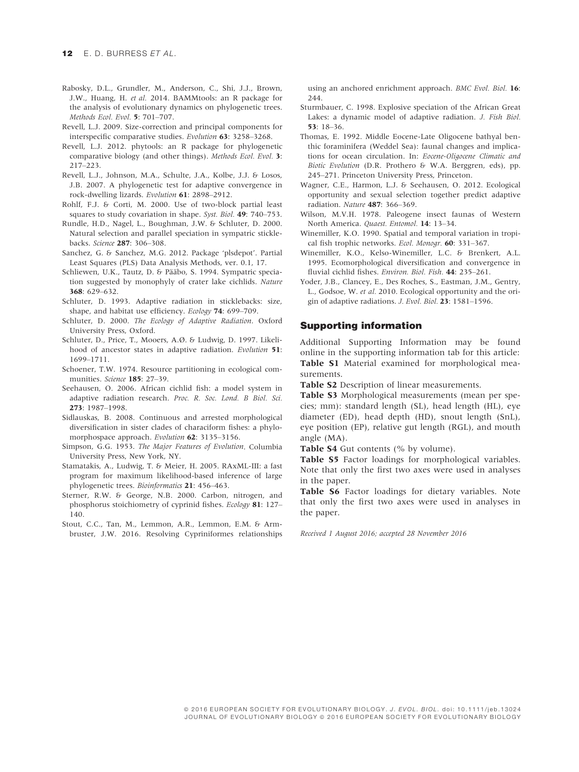Rabosky, D.L., Grundler, M., Anderson, C., Shi, J.J., Brown, J.W., Huang, H. *et al.* 2014. BAMMtools: an R package for the analysis of evolutionary dynamics on phylogenetic trees. *Methods Ecol. Evol.* **5**: 701–707.

Revell, L.J. 2009. Size-correction and principal components for interspecific comparative studies. *Evolution* **63**: 3258–3268.

Revell, L.J. 2012. phytools: an R package for phylogenetic comparative biology (and other things). *Methods Ecol. Evol.* **3**: 217–223.

Revell, L.J., Johnson, M.A., Schulte, J.A., Kolbe, J.J. & Losos, J.B. 2007. A phylogenetic test for adaptive convergence in rock-dwelling lizards. *Evolution* **61**: 2898–2912.

Rohlf, F.J. & Corti, M. 2000. Use of two-block partial least squares to study covariation in shape. *Syst. Biol.* **49**: 740–753.

Rundle, H.D., Nagel, L., Boughman, J.W. & Schluter, D. 2000. Natural selection and parallel speciation in sympatric sticklebacks. *Science* **287**: 306–308.

Sanchez, G. & Sanchez, M.G. 2012. Package 'plsdepot'. Partial Least Squares (PLS) Data Analysis Methods, ver. 0.1, 17.

Schliewen, U.K., Tautz, D. & Pääbo, S. 1994. Sympatric speciation suggested by monophyly of crater lake cichlids. *Nature* **368**: 629–632.

Schluter, D. 1993. Adaptive radiation in sticklebacks: size, shape, and habitat use efficiency. *Ecology* **74**: 699–709.

Schluter, D. 2000. *The Ecology of Adaptive Radiation*. Oxford University Press, Oxford.

Schluter, D., Price, T., Mooers, A.Ø. & Ludwig, D. 1997. Likelihood of ancestor states in adaptive radiation. *Evolution* **51**: 1699–1711.

Schoener, T.W. 1974. Resource partitioning in ecological communities. *Science* **185**: 27–39.

Seehausen, O. 2006. African cichlid fish: a model system in adaptive radiation research. *Proc. R. Soc. Lond. B Biol. Sci.* **273**: 1987–1998.

Sidlauskas, B. 2008. Continuous and arrested morphological diversification in sister clades of characiform fishes: a phylomorphospace approach. *Evolution* **62**: 3135–3156.

Simpson, G.G. 1953. *The Major Features of Evolution*. Columbia University Press, New York, NY.

Stamatakis, A., Ludwig, T. & Meier, H. 2005. RAxML-III: a fast program for maximum likelihood-based inference of large phylogenetic trees. *Bioinformatics* **21**: 456–463.

Sterner, R.W. & George, N.B. 2000. Carbon, nitrogen, and phosphorus stoichiometry of cyprinid fishes. *Ecology* **81**: 127–140.

Stout, C.C., Tan, M., Lemmon, A.R., Lemmon, E.M. & Armbruster, J.W. 2016. Resolving Cypriniformes relationships using an anchored enrichment approach. *BMC Evol. Biol.* **16**: 244.

Sturmbauer, C. 1998. Explosive speciation of the African Great Lakes: a dynamic model of adaptive radiation. *J. Fish Biol.* **53**: 18–36.

Thomas, E. 1992. Middle Eocene-Late Oligocene bathyal benthic foraminifera (Weddel Sea): faunal changes and implications for ocean circulation. In: *Eocene-Oligocene Climatic and Biotic Evolution* (D.R. Prothero & W.A. Berggren, eds), pp. 245–271. Princeton University Press, Princeton.

Wagner, C.E., Harmon, L.J. & Seehausen, O. 2012. Ecological opportunity and sexual selection together predict adaptive radiation. *Nature* **487**: 366–369.

Wilson, M.V.H. 1978. Paleogene insect faunas of Western North America. *Quaest. Entomol.* **14**: 13–34.

Winemiller, K.O. 1990. Spatial and temporal variation in tropical fish trophic networks. *Ecol. Monogr.* **60**: 331–367.

Winemiller, K.O., Kelso-Winemiller, L.C. & Brenkert, A.L. 1995. Ecomorphological diversification and convergence in fluvial cichlid fishes. *Environ. Biol. Fish.* **44**: 235–261.

Yoder, J.B., Clancey, E., Des Roches, S., Eastman, J.M., Gentry, L., Godsoe, W. *et al.* 2010. Ecological opportunity and the origin of adaptive radiations. *J. Evol. Biol.* **23**: 1581–1596.

## Supporting information

Additional Supporting Information may be found online in the supporting information tab for this article:

**Table S1** Material examined for morphological measurements.

**Table S2** Description of linear measurements.

**Table S3** Morphological measurements (mean per species; mm): standard length (SL), head length (HL), eye diameter (ED), head depth (HD), snout length (SnL), eye position (EP), relative gut length (RGL), and mouth angle (MA).

**Table S4** Gut contents (% by volume).

**Table S5** Factor loadings for morphological variables. Note that only the first two axes were used in analyses in the paper.

**Table S6** Factor loadings for dietary variables. Note that only the first two axes were used in analyses in the paper.

*Received 1 August 2016; accepted 28 November 2016*